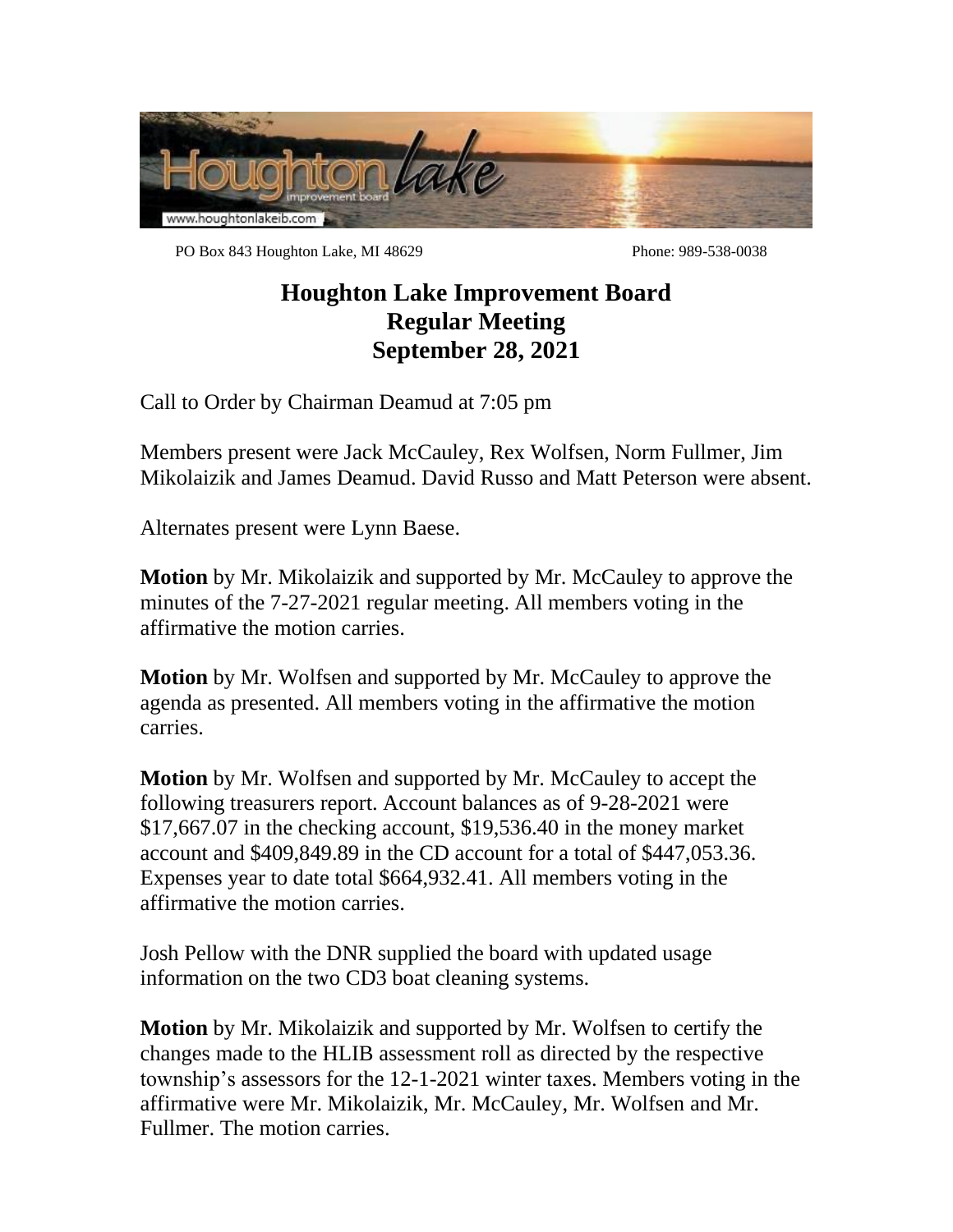PO Box 843 Houghton Lake, MI 48629 Phone: 989-538-0038

# Houghton Lake Improvement Board
# Regular Meeting
# September 28, 2021

Call to Order by Chairman Deamud at 7:05 pm

Members present were Jack McCauley, Rex Wolfsen, Norm Fullmer, Jim Mikolaizik and James Deamud. David Russo and Matt Peterson were absent.

Alternates present were Lynn Baese.

**Motion** by Mr. Mikolaizik and supported by Mr. McCauley to approve the minutes of the 7-27-2021 regular meeting. All members voting in the affirmative the motion carries.

**Motion** by Mr. Wolfsen and supported by Mr. McCauley to approve the agenda as presented. All members voting in the affirmative the motion carries.

**Motion** by Mr. Wolfsen and supported by Mr. McCauley to accept the following treasurers report. Account balances as of 9-28-2021 were $17,667.07 in the checking account, $19,536.40 in the money market account and $409,849.89 in the CD account for a total of $447,053.36. Expenses year to date total $664,932.41. All members voting in the affirmative the motion carries.

Josh Pellow with the DNR supplied the board with updated usage information on the two CD3 boat cleaning systems.

**Motion** by Mr. Mikolaizik and supported by Mr. Wolfsen to certify the changes made to the HLIB assessment roll as directed by the respective township's assessors for the 12-1-2021 winter taxes. Members voting in the affirmative were Mr. Mikolaizik, Mr. McCauley, Mr. Wolfsen and Mr. Fullmer. The motion carries.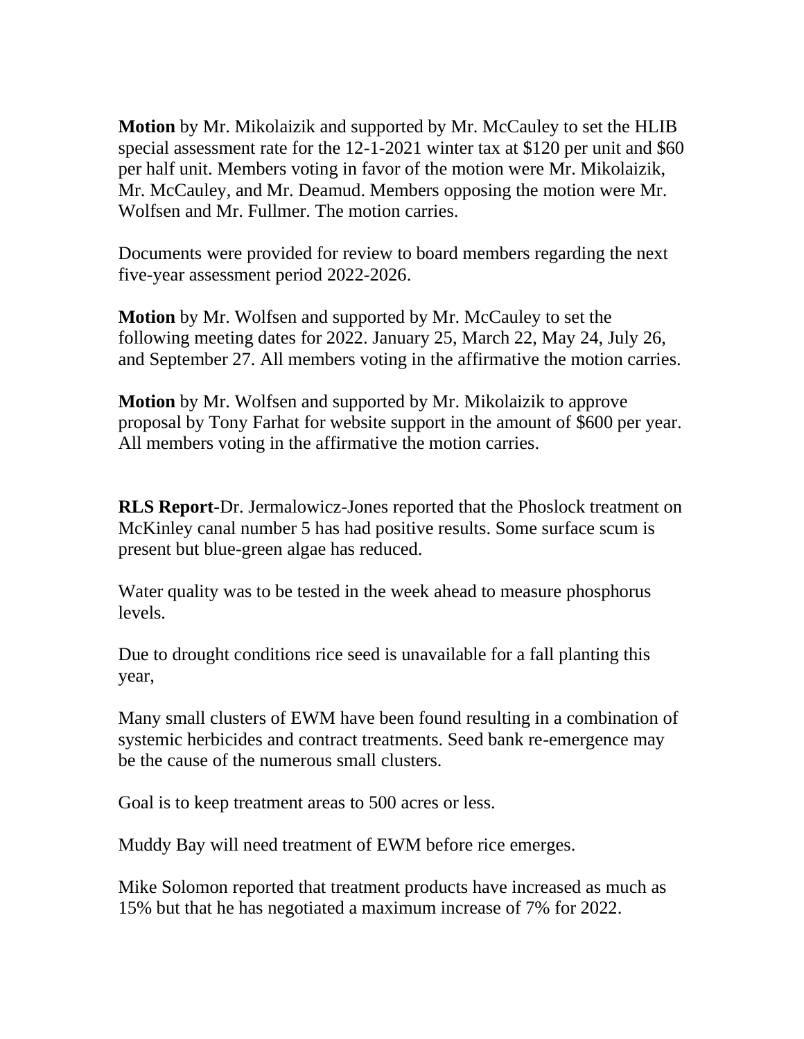**Motion** by Mr. Mikolaizik and supported by Mr. McCauley to set the HLIB special assessment rate for the 12-1-2021 winter tax at $120 per unit and $60 per half unit. Members voting in favor of the motion were Mr. Mikolaizik, Mr. McCauley, and Mr. Deamud. Members opposing the motion were Mr. Wolfsen and Mr. Fullmer. The motion carries.

Documents were provided for review to board members regarding the next five-year assessment period 2022-2026.

**Motion** by Mr. Wolfsen and supported by Mr. McCauley to set the following meeting dates for 2022. January 25, March 22, May 24, July 26, and September 27. All members voting in the affirmative the motion carries.

**Motion** by Mr. Wolfsen and supported by Mr. Mikolaizik to approve proposal by Tony Farhat for website support in the amount of $600 per year. All members voting in the affirmative the motion carries.

**RLS Report**-Dr. Jermalowicz-Jones reported that the Phoslock treatment on McKinley canal number 5 has had positive results. Some surface scum is present but blue-green algae has reduced.

Water quality was to be tested in the week ahead to measure phosphorus levels.

Due to drought conditions rice seed is unavailable for a fall planting this year,

Many small clusters of EWM have been found resulting in a combination of systemic herbicides and contract treatments. Seed bank re-emergence may be the cause of the numerous small clusters.

Goal is to keep treatment areas to 500 acres or less.

Muddy Bay will need treatment of EWM before rice emerges.

Mike Solomon reported that treatment products have increased as much as 15% but that he has negotiated a maximum increase of 7% for 2022.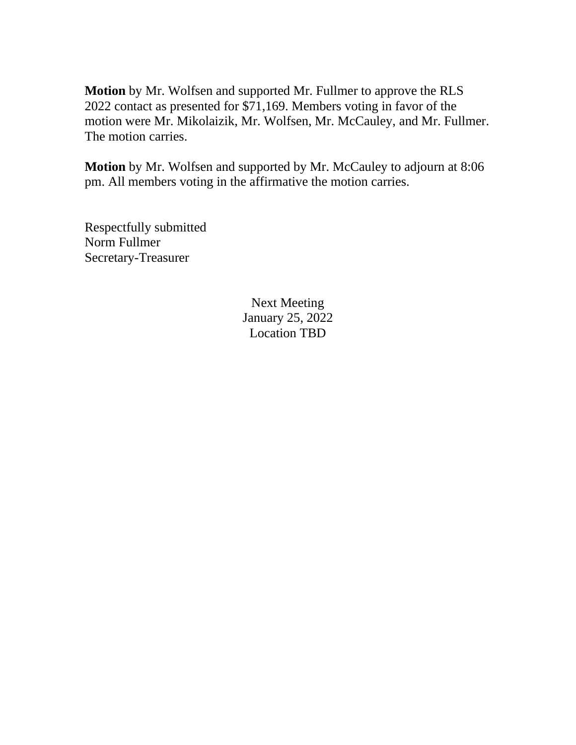**Motion** by Mr. Wolfsen and supported Mr. Fullmer to approve the RLS 2022 contact as presented for $71,169. Members voting in favor of the motion were Mr. Mikolaizik, Mr. Wolfsen, Mr. McCauley, and Mr. Fullmer. The motion carries.

**Motion** by Mr. Wolfsen and supported by Mr. McCauley to adjourn at 8:06 pm. All members voting in the affirmative the motion carries.

Respectfully submitted
Norm Fullmer
Secretary-Treasurer

Next Meeting
January 25, 2022
Location TBD